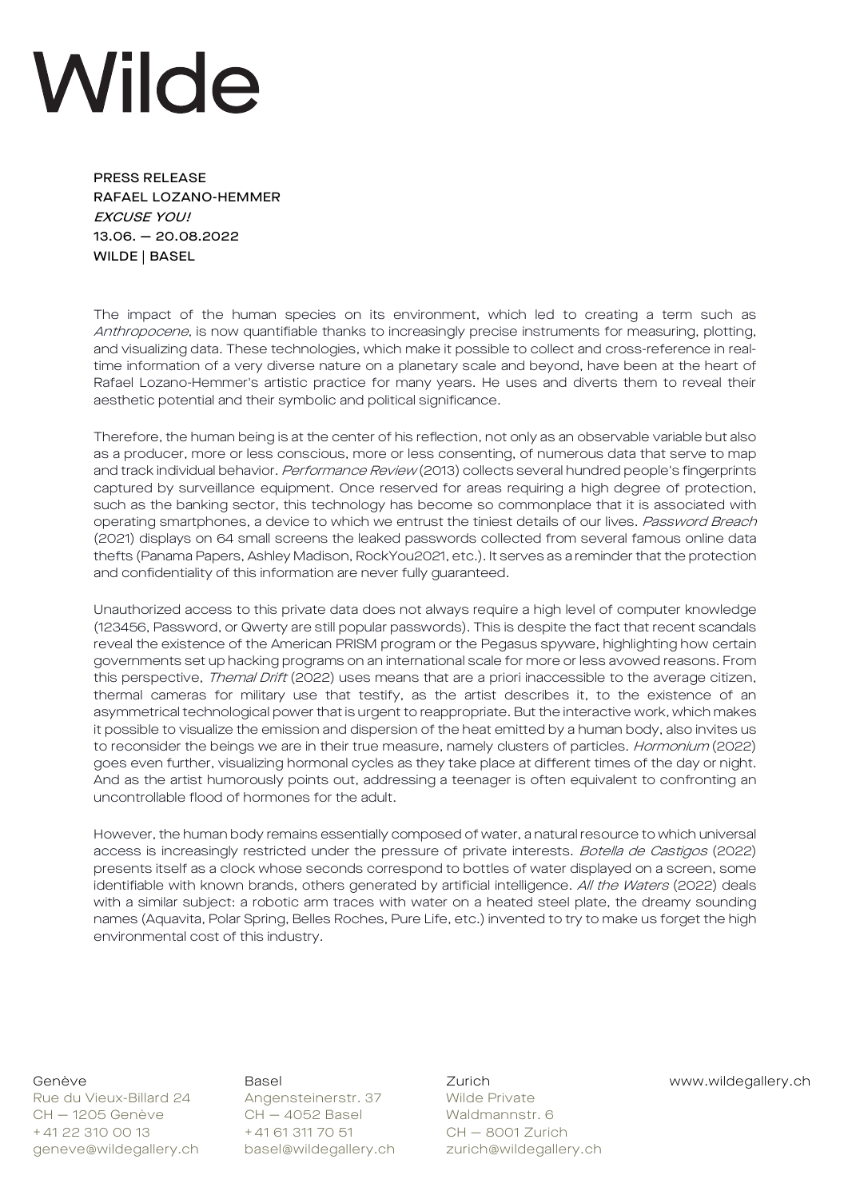# Wilde

**PRESS RELEASE**
**RAFAEL LOZANO-HEMMER**
***EXCUSE YOU!***
**13.06. — 20.08.2022**
**WILDE | BASEL**

The impact of the human species on its environment, which led to creating a term such as *Anthropocene*, is now quantifiable thanks to increasingly precise instruments for measuring, plotting, and visualizing data. These technologies, which make it possible to collect and cross-reference in real-time information of a very diverse nature on a planetary scale and beyond, have been at the heart of Rafael Lozano-Hemmer's artistic practice for many years. He uses and diverts them to reveal their aesthetic potential and their symbolic and political significance.

Therefore, the human being is at the center of his reflection, not only as an observable variable but also as a producer, more or less conscious, more or less consenting, of numerous data that serve to map and track individual behavior. *Performance Review* (2013) collects several hundred people's fingerprints captured by surveillance equipment. Once reserved for areas requiring a high degree of protection, such as the banking sector, this technology has become so commonplace that it is associated with operating smartphones, a device to which we entrust the tiniest details of our lives. *Password Breach* (2021) displays on 64 small screens the leaked passwords collected from several famous online data thefts (Panama Papers, Ashley Madison, RockYou2021, etc.). It serves as a reminder that the protection and confidentiality of this information are never fully guaranteed.

Unauthorized access to this private data does not always require a high level of computer knowledge (123456, Password, or Qwerty are still popular passwords). This is despite the fact that recent scandals reveal the existence of the American PRISM program or the Pegasus spyware, highlighting how certain governments set up hacking programs on an international scale for more or less avowed reasons. From this perspective, *Themal Drift* (2022) uses means that are a priori inaccessible to the average citizen, thermal cameras for military use that testify, as the artist describes it, to the existence of an asymmetrical technological power that is urgent to reappropriate. But the interactive work, which makes it possible to visualize the emission and dispersion of the heat emitted by a human body, also invites us to reconsider the beings we are in their true measure, namely clusters of particles. *Hormonium* (2022) goes even further, visualizing hormonal cycles as they take place at different times of the day or night. And as the artist humorously points out, addressing a teenager is often equivalent to confronting an uncontrollable flood of hormones for the adult.

However, the human body remains essentially composed of water, a natural resource to which universal access is increasingly restricted under the pressure of private interests. *Botella de Castigos* (2022) presents itself as a clock whose seconds correspond to bottles of water displayed on a screen, some identifiable with known brands, others generated by artificial intelligence. *All the Waters* (2022) deals with a similar subject: a robotic arm traces with water on a heated steel plate, the dreamy sounding names (Aquavita, Polar Spring, Belles Roches, Pure Life, etc.) invented to try to make us forget the high environmental cost of this industry.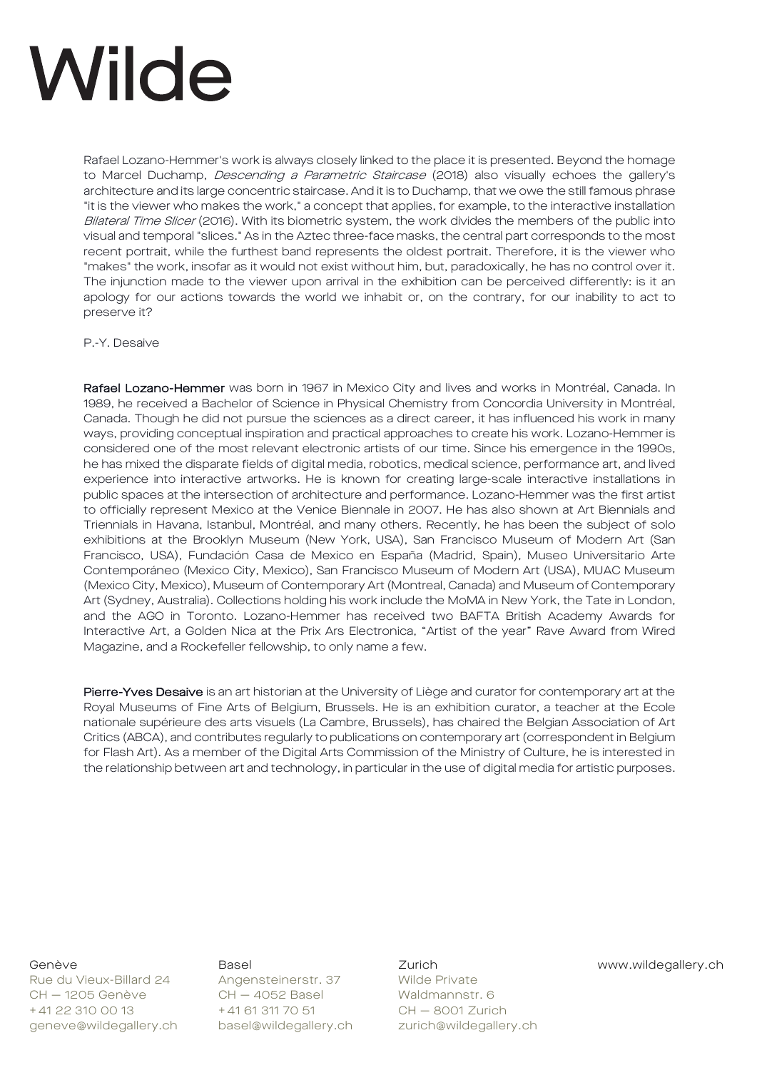Rafael Lozano-Hemmer's work is always closely linked to the place it is presented. Beyond the homage to Marcel Duchamp, *Descending a Parametric Staircase* (2018) also visually echoes the gallery's architecture and its large concentric staircase. And it is to Duchamp, that we owe the still famous phrase "it is the viewer who makes the work," a concept that applies, for example, to the interactive installation *Bilateral Time Slicer* (2016). With its biometric system, the work divides the members of the public into visual and temporal "slices." As in the Aztec three-face masks, the central part corresponds to the most recent portrait, while the furthest band represents the oldest portrait. Therefore, it is the viewer who "makes" the work, insofar as it would not exist without him, but, paradoxically, he has no control over it. The injunction made to the viewer upon arrival in the exhibition can be perceived differently: is it an apology for our actions towards the world we inhabit or, on the contrary, for our inability to act to preserve it?

P.-Y. Desaive

**Rafael Lozano-Hemmer** was born in 1967 in Mexico City and lives and works in Montréal, Canada. In 1989, he received a Bachelor of Science in Physical Chemistry from Concordia University in Montréal, Canada. Though he did not pursue the sciences as a direct career, it has influenced his work in many ways, providing conceptual inspiration and practical approaches to create his work. Lozano-Hemmer is considered one of the most relevant electronic artists of our time. Since his emergence in the 1990s, he has mixed the disparate fields of digital media, robotics, medical science, performance art, and lived experience into interactive artworks. He is known for creating large-scale interactive installations in public spaces at the intersection of architecture and performance. Lozano-Hemmer was the first artist to officially represent Mexico at the Venice Biennale in 2007. He has also shown at Art Biennials and Triennials in Havana, Istanbul, Montréal, and many others. Recently, he has been the subject of solo exhibitions at the Brooklyn Museum (New York, USA), San Francisco Museum of Modern Art (San Francisco, USA), Fundación Casa de Mexico en España (Madrid, Spain), Museo Universitario Arte Contemporáneo (Mexico City, Mexico), San Francisco Museum of Modern Art (USA), MUAC Museum (Mexico City, Mexico), Museum of Contemporary Art (Montreal, Canada) and Museum of Contemporary Art (Sydney, Australia). Collections holding his work include the MoMA in New York, the Tate in London, and the AGO in Toronto. Lozano-Hemmer has received two BAFTA British Academy Awards for Interactive Art, a Golden Nica at the Prix Ars Electronica, "Artist of the year" Rave Award from Wired Magazine, and a Rockefeller fellowship, to only name a few.

**Pierre-Yves Desaive** is an art historian at the University of Liège and curator for contemporary art at the Royal Museums of Fine Arts of Belgium, Brussels. He is an exhibition curator, a teacher at the Ecole nationale supérieure des arts visuels (La Cambre, Brussels), has chaired the Belgian Association of Art Critics (ABCA), and contributes regularly to publications on contemporary art (correspondent in Belgium for Flash Art). As a member of the Digital Arts Commission of the Ministry of Culture, he is interested in the relationship between art and technology, in particular in the use of digital media for artistic purposes.